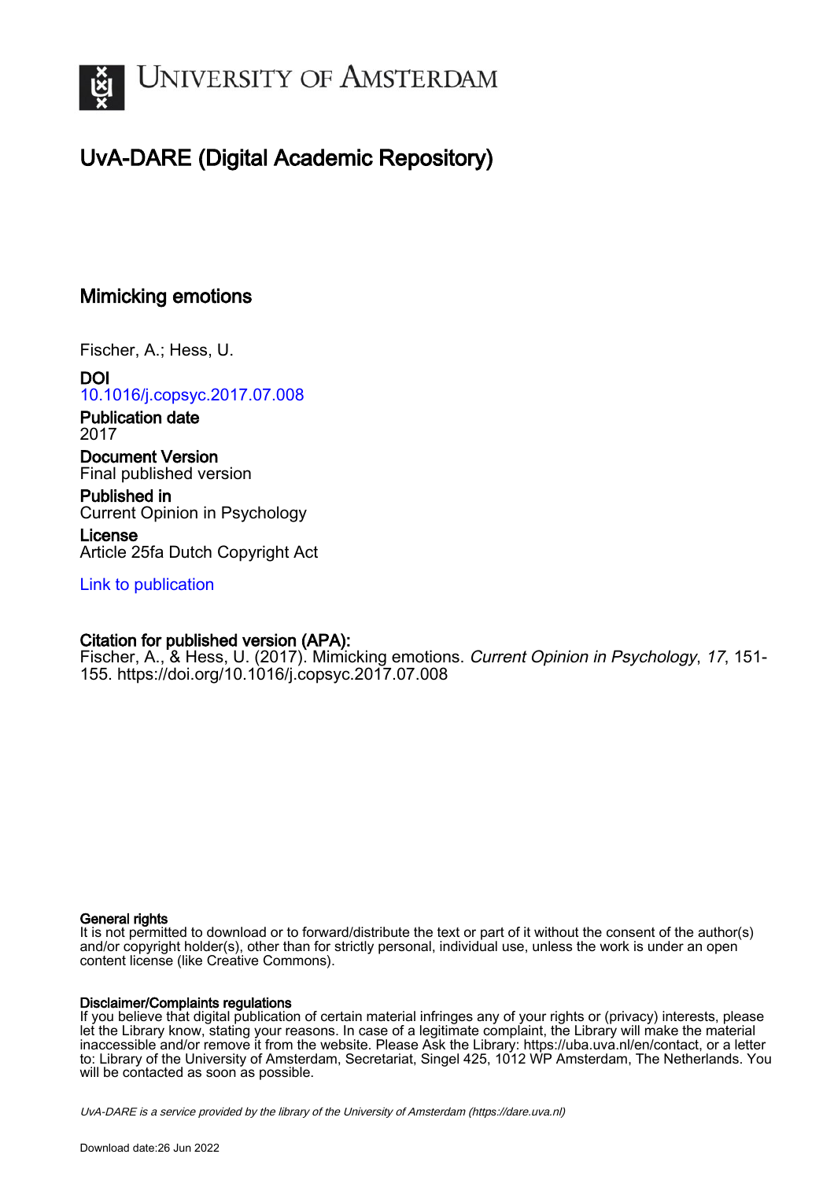# University of Amsterdam

## UvA-DARE (Digital Academic Repository)

### Mimicking emotions

Fischer, A.; Hess, U.

**DOI**
10.1016/j.copsyc.2017.07.008

**Publication date**
2017

**Document Version**
Final published version

**Published in**
Current Opinion in Psychology

**License**
Article 25fa Dutch Copyright Act

Link to publication

**Citation for published version (APA):**
Fischer, A., & Hess, U. (2017). Mimicking emotions. *Current Opinion in Psychology*, *17*, 151-155. https://doi.org/10.1016/j.copsyc.2017.07.008

**General rights**
It is not permitted to download or to forward/distribute the text or part of it without the consent of the author(s) and/or copyright holder(s), other than for strictly personal, individual use, unless the work is under an open content license (like Creative Commons).

**Disclaimer/Complaints regulations**
If you believe that digital publication of certain material infringes any of your rights or (privacy) interests, please let the Library know, stating your reasons. In case of a legitimate complaint, the Library will make the material inaccessible and/or remove it from the website. Please Ask the Library: https://uba.uva.nl/en/contact, or a letter to: Library of the University of Amsterdam, Secretariat, Singel 425, 1012 WP Amsterdam, The Netherlands. You will be contacted as soon as possible.

*UvA-DARE is a service provided by the library of the University of Amsterdam (https://dare.uva.nl)*

Download date:26 Jun 2022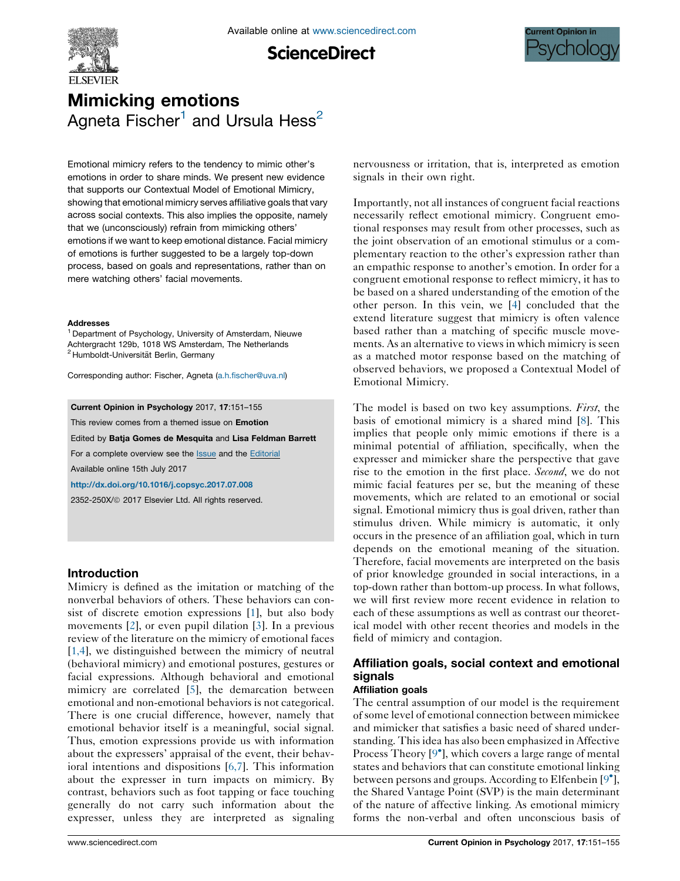# Mimicking emotions

Agneta Fischer[1] and Ursula Hess[2]

Emotional mimicry refers to the tendency to mimic other's emotions in order to share minds. We present new evidence that supports our Contextual Model of Emotional Mimicry, showing that emotional mimicry serves affiliative goals that vary across social contexts. This also implies the opposite, namely that we (unconsciously) refrain from mimicking others' emotions if we want to keep emotional distance. Facial mimicry of emotions is further suggested to be a largely top-down process, based on goals and representations, rather than on mere watching others' facial movements.

**Addresses**

[1] Department of Psychology, University of Amsterdam, Nieuwe Achtergracht 129b, 1018 WS Amsterdam, The Netherlands
[2] Humboldt-Universität Berlin, Germany

Corresponding author: Fischer, Agneta (a.h.fischer@uva.nl)

**Current Opinion in Psychology** 2017, **17**:151–155

This review comes from a themed issue on **Emotion**

Edited by **Batja Gomes de Mesquita** and **Lisa Feldman Barrett**

For a complete overview see the Issue and the Editorial

Available online 15th July 2017

http://dx.doi.org/10.1016/j.copsyc.2017.07.008

2352-250X/© 2017 Elsevier Ltd. All rights reserved.

## Introduction

Mimicry is defined as the imitation or matching of the nonverbal behaviors of others. These behaviors can consist of discrete emotion expressions [1], but also body movements [2], or even pupil dilation [3]. In a previous review of the literature on the mimicry of emotional faces [1,4], we distinguished between the mimicry of neutral (behavioral mimicry) and emotional postures, gestures or facial expressions. Although behavioral and emotional mimicry are correlated [5], the demarcation between emotional and non-emotional behaviors is not categorical. There is one crucial difference, however, namely that emotional behavior itself is a meaningful, social signal. Thus, emotion expressions provide us with information about the expressers' appraisal of the event, their behavioral intentions and dispositions [6,7]. This information about the expresser in turn impacts on mimicry. By contrast, behaviors such as foot tapping or face touching generally do not carry such information about the expresser, unless they are interpreted as signaling nervousness or irritation, that is, interpreted as emotion signals in their own right.

Importantly, not all instances of congruent facial reactions necessarily reflect emotional mimicry. Congruent emotional responses may result from other processes, such as the joint observation of an emotional stimulus or a complementary reaction to the other's expression rather than an empathic response to another's emotion. In order for a congruent emotional response to reflect mimicry, it has to be based on a shared understanding of the emotion of the other person. In this vein, we [4] concluded that the extend literature suggest that mimicry is often valence based rather than a matching of specific muscle movements. As an alternative to views in which mimicry is seen as a matched motor response based on the matching of observed behaviors, we proposed a Contextual Model of Emotional Mimicry.

The model is based on two key assumptions. *First*, the basis of emotional mimicry is a shared mind [8]. This implies that people only mimic emotions if there is a minimal potential of affiliation, specifically, when the expresser and mimicker share the perspective that gave rise to the emotion in the first place. *Second*, we do not mimic facial features per se, but the meaning of these movements, which are related to an emotional or social signal. Emotional mimicry thus is goal driven, rather than stimulus driven. While mimicry is automatic, it only occurs in the presence of an affiliation goal, which in turn depends on the emotional meaning of the situation. Therefore, facial movements are interpreted on the basis of prior knowledge grounded in social interactions, in a top-down rather than bottom-up process. In what follows, we will first review more recent evidence in relation to each of these assumptions as well as contrast our theoretical model with other recent theories and models in the field of mimicry and contagion.

## Affiliation goals, social context and emotional signals

### Affiliation goals

The central assumption of our model is the requirement of some level of emotional connection between mimickee and mimicker that satisfies a basic need of shared understanding. This idea has also been emphasized in Affective Process Theory [9•], which covers a large range of mental states and behaviors that can constitute emotional linking between persons and groups. According to Elfenbein [9•], the Shared Vantage Point (SVP) is the main determinant of the nature of affective linking. As emotional mimicry forms the non-verbal and often unconscious basis of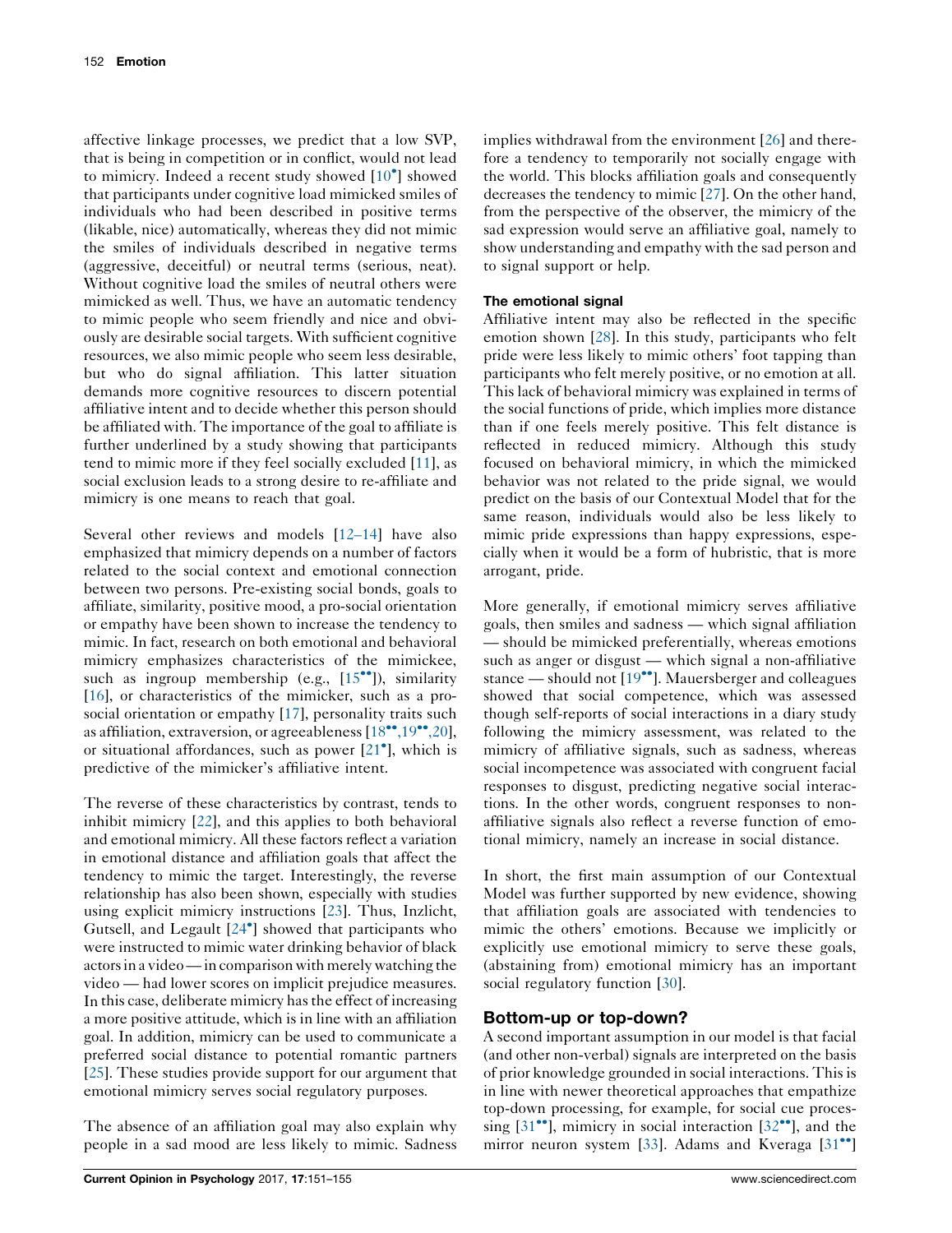affective linkage processes, we predict that a low SVP, that is being in competition or in conflict, would not lead to mimicry. Indeed a recent study showed [10•] showed that participants under cognitive load mimicked smiles of individuals who had been described in positive terms (likable, nice) automatically, whereas they did not mimic the smiles of individuals described in negative terms (aggressive, deceitful) or neutral terms (serious, neat). Without cognitive load the smiles of neutral others were mimicked as well. Thus, we have an automatic tendency to mimic people who seem friendly and nice and obviously are desirable social targets. With sufficient cognitive resources, we also mimic people who seem less desirable, but who do signal affiliation. This latter situation demands more cognitive resources to discern potential affiliative intent and to decide whether this person should be affiliated with. The importance of the goal to affiliate is further underlined by a study showing that participants tend to mimic more if they feel socially excluded [11], as social exclusion leads to a strong desire to re-affiliate and mimicry is one means to reach that goal.

Several other reviews and models [12–14] have also emphasized that mimicry depends on a number of factors related to the social context and emotional connection between two persons. Pre-existing social bonds, goals to affiliate, similarity, positive mood, a pro-social orientation or empathy have been shown to increase the tendency to mimic. In fact, research on both emotional and behavioral mimicry emphasizes characteristics of the mimickee, such as ingroup membership (e.g., [15••]), similarity [16], or characteristics of the mimicker, such as a pro-social orientation or empathy [17], personality traits such as affiliation, extraversion, or agreeableness [18••,19••,20], or situational affordances, such as power [21•], which is predictive of the mimicker's affiliative intent.

The reverse of these characteristics by contrast, tends to inhibit mimicry [22], and this applies to both behavioral and emotional mimicry. All these factors reflect a variation in emotional distance and affiliation goals that affect the tendency to mimic the target. Interestingly, the reverse relationship has also been shown, especially with studies using explicit mimicry instructions [23]. Thus, Inzlicht, Gutsell, and Legault [24•] showed that participants who were instructed to mimic water drinking behavior of black actors in a video — in comparison with merely watching the video — had lower scores on implicit prejudice measures. In this case, deliberate mimicry has the effect of increasing a more positive attitude, which is in line with an affiliation goal. In addition, mimicry can be used to communicate a preferred social distance to potential romantic partners [25]. These studies provide support for our argument that emotional mimicry serves social regulatory purposes.

The absence of an affiliation goal may also explain why people in a sad mood are less likely to mimic. Sadness implies withdrawal from the environment [26] and therefore a tendency to temporarily not socially engage with the world. This blocks affiliation goals and consequently decreases the tendency to mimic [27]. On the other hand, from the perspective of the observer, the mimicry of the sad expression would serve an affiliative goal, namely to show understanding and empathy with the sad person and to signal support or help.

### The emotional signal

Affiliative intent may also be reflected in the specific emotion shown [28]. In this study, participants who felt pride were less likely to mimic others' foot tapping than participants who felt merely positive, or no emotion at all. This lack of behavioral mimicry was explained in terms of the social functions of pride, which implies more distance than if one feels merely positive. This felt distance is reflected in reduced mimicry. Although this study focused on behavioral mimicry, in which the mimicked behavior was not related to the pride signal, we would predict on the basis of our Contextual Model that for the same reason, individuals would also be less likely to mimic pride expressions than happy expressions, especially when it would be a form of hubristic, that is more arrogant, pride.

More generally, if emotional mimicry serves affiliative goals, then smiles and sadness — which signal affiliation — should be mimicked preferentially, whereas emotions such as anger or disgust — which signal a non-affiliative stance — should not [19••]. Mauersberger and colleagues showed that social competence, which was assessed though self-reports of social interactions in a diary study following the mimicry assessment, was related to the mimicry of affiliative signals, such as sadness, whereas social incompetence was associated with congruent facial responses to disgust, predicting negative social interactions. In the other words, congruent responses to non-affiliative signals also reflect a reverse function of emotional mimicry, namely an increase in social distance.

In short, the first main assumption of our Contextual Model was further supported by new evidence, showing that affiliation goals are associated with tendencies to mimic the others' emotions. Because we implicitly or explicitly use emotional mimicry to serve these goals, (abstaining from) emotional mimicry has an important social regulatory function [30].

## Bottom-up or top-down?

A second important assumption in our model is that facial (and other non-verbal) signals are interpreted on the basis of prior knowledge grounded in social interactions. This is in line with newer theoretical approaches that empathize top-down processing, for example, for social cue processing [31••], mimicry in social interaction [32••], and the mirror neuron system [33]. Adams and Kveraga [31••]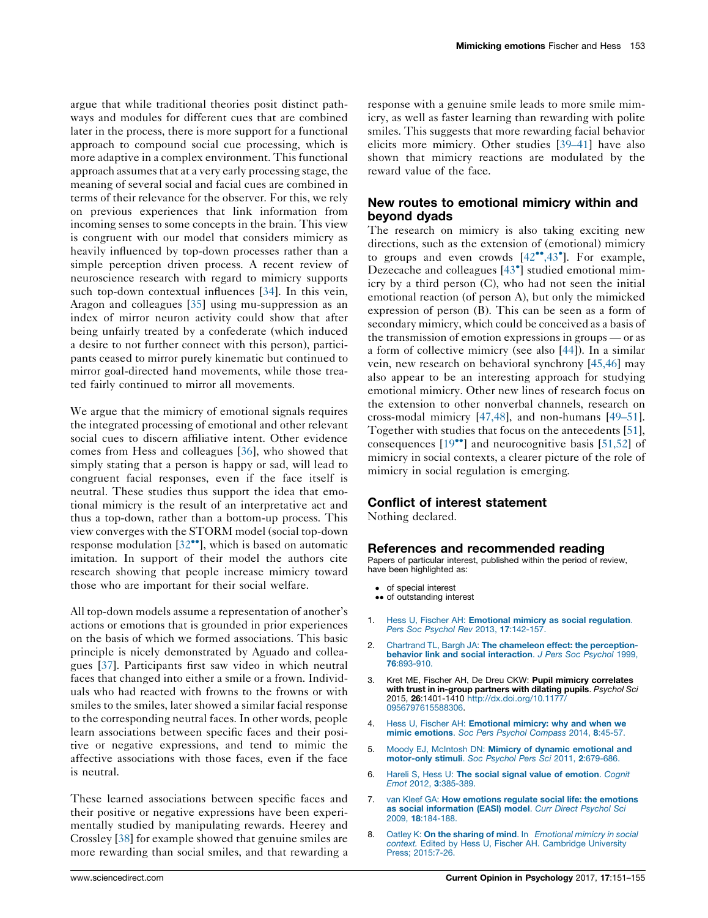argue that while traditional theories posit distinct pathways and modules for different cues that are combined later in the process, there is more support for a functional approach to compound social cue processing, which is more adaptive in a complex environment. This functional approach assumes that at a very early processing stage, the meaning of several social and facial cues are combined in terms of their relevance for the observer. For this, we rely on previous experiences that link information from incoming senses to some concepts in the brain. This view is congruent with our model that considers mimicry as heavily influenced by top-down processes rather than a simple perception driven process. A recent review of neuroscience research with regard to mimicry supports such top-down contextual influences [34]. In this vein, Aragon and colleagues [35] using mu-suppression as an index of mirror neuron activity could show that after being unfairly treated by a confederate (which induced a desire to not further connect with this person), participants ceased to mirror purely kinematic but continued to mirror goal-directed hand movements, while those treated fairly continued to mirror all movements.

We argue that the mimicry of emotional signals requires the integrated processing of emotional and other relevant social cues to discern affiliative intent. Other evidence comes from Hess and colleagues [36], who showed that simply stating that a person is happy or sad, will lead to congruent facial responses, even if the face itself is neutral. These studies thus support the idea that emotional mimicry is the result of an interpretative act and thus a top-down, rather than a bottom-up process. This view converges with the STORM model (social top-down response modulation [32••], which is based on automatic imitation. In support of their model the authors cite research showing that people increase mimicry toward those who are important for their social welfare.

All top-down models assume a representation of another's actions or emotions that is grounded in prior experiences on the basis of which we formed associations. This basic principle is nicely demonstrated by Aguado and colleagues [37]. Participants first saw video in which neutral faces that changed into either a smile or a frown. Individuals who had reacted with frowns to the frowns or with smiles to the smiles, later showed a similar facial response to the corresponding neutral faces. In other words, people learn associations between specific faces and their positive or negative expressions, and tend to mimic the affective associations with those faces, even if the face is neutral.

These learned associations between specific faces and their positive or negative expressions have been experimentally studied by manipulating rewards. Heerey and Crossley [38] for example showed that genuine smiles are more rewarding than social smiles, and that rewarding a response with a genuine smile leads to more smile mimicry, as well as faster learning than rewarding with polite smiles. This suggests that more rewarding facial behavior elicits more mimicry. Other studies [39–41] have also shown that mimicry reactions are modulated by the reward value of the face.

## New routes to emotional mimicry within and beyond dyads

The research on mimicry is also taking exciting new directions, such as the extension of (emotional) mimicry to groups and even crowds [42••,43•]. For example, Dezecache and colleagues [43•] studied emotional mimicry by a third person (C), who had not seen the initial emotional reaction (of person A), but only the mimicked expression of person (B). This can be seen as a form of secondary mimicry, which could be conceived as a basis of the transmission of emotion expressions in groups — or as a form of collective mimicry (see also [44]). In a similar vein, new research on behavioral synchrony [45,46] may also appear to be an interesting approach for studying emotional mimicry. Other new lines of research focus on the extension to other nonverbal channels, research on cross-modal mimicry [47,48], and non-humans [49–51]. Together with studies that focus on the antecedents [51], consequences [19••] and neurocognitive basis [51,52] of mimicry in social contexts, a clearer picture of the role of mimicry in social regulation is emerging.

## Conflict of interest statement

Nothing declared.

## References and recommended reading

Papers of particular interest, published within the period of review, have been highlighted as:

- • of special interest
- •• of outstanding interest

1. Hess U, Fischer AH: **Emotional mimicry as social regulation**. *Pers Soc Psychol Rev* 2013, **17**:142-157.
2. Chartrand TL, Bargh JA: **The chameleon effect: the perception-behavior link and social interaction**. *J Pers Soc Psychol* 1999, **76**:893-910.
3. Kret ME, Fischer AH, De Dreu CKW: **Pupil mimicry correlates with trust in in-group partners with dilating pupils**. *Psychol Sci* 2015, **26**:1401-1410 http://dx.doi.org/10.1177/0956797615588306.
4. Hess U, Fischer AH: **Emotional mimicry: why and when we mimic emotions**. *Soc Pers Psychol Compass* 2014, **8**:45-57.
5. Moody EJ, McIntosh DN: **Mimicry of dynamic emotional and motor-only stimuli**. *Soc Psychol Pers Sci* 2011, **2**:679-686.
6. Hareli S, Hess U: **The social signal value of emotion**. *Cognit Emot* 2012, **3**:385-389.
7. van Kleef GA: **How emotions regulate social life: the emotions as social information (EASI) model**. *Curr Direct Psychol Sci* 2009, **18**:184-188.
8. Oatley K: **On the sharing of mind**. In *Emotional mimicry in social context*. Edited by Hess U, Fischer AH. Cambridge University Press; 2015:7-26.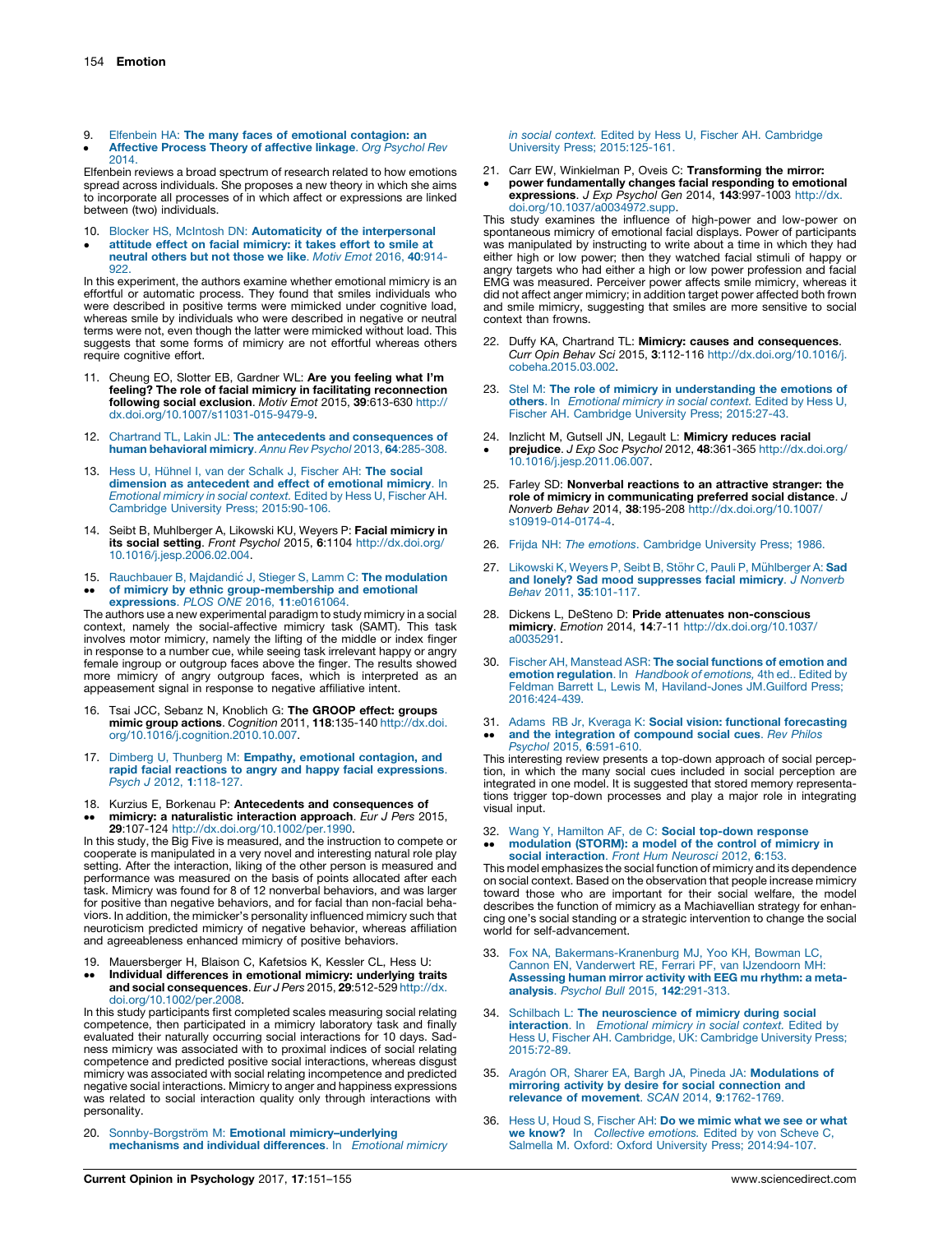9. • Elfenbein HA: **The many faces of emotional contagion: an Affective Process Theory of affective linkage**. *Org Psychol Rev* 2014.

Elfenbein reviews a broad spectrum of research related to how emotions spread across individuals. She proposes a new theory in which she aims to incorporate all processes of in which affect or expressions are linked between (two) individuals.

10. • Blocker HS, McIntosh DN: **Automaticity of the interpersonal attitude effect on facial mimicry: it takes effort to smile at neutral others but not those we like**. *Motiv Emot* 2016, **40**:914-922.

In this experiment, the authors examine whether emotional mimicry is an effortful or automatic process. They found that smiles individuals who were described in positive terms were mimicked under cognitive load, whereas smile by individuals who were described in negative or neutral terms were not, even though the latter were mimicked without load. This suggests that some forms of mimicry are not effortful whereas others require cognitive effort.

11. Cheung EO, Slotter EB, Gardner WL: **Are you feeling what I'm feeling? The role of facial mimicry in facilitating reconnection following social exclusion**. *Motiv Emot* 2015, **39**:613-630 http://dx.doi.org/10.1007/s11031-015-9479-9.

12. Chartrand TL, Lakin JL: **The antecedents and consequences of human behavioral mimicry**. *Annu Rev Psychol* 2013, **64**:285-308.

13. Hess U, Hühnel I, van der Schalk J, Fischer AH: **The social dimension as antecedent and effect of emotional mimicry**. In *Emotional mimicry in social context*. Edited by Hess U, Fischer AH. Cambridge University Press; 2015:90-106.

14. Seibt B, Muhlberger A, Likowski KU, Weyers P: **Facial mimicry in its social setting**. *Front Psychol* 2015, **6**:1104 http://dx.doi.org/10.1016/j.jesp.2006.02.004.

15. •• Rauchbauer B, Majdandić J, Stieger S, Lamm C: **The modulation of mimicry by ethnic group-membership and emotional expressions**. *PLOS ONE* 2016, **11**:e0161064.

The authors use a new experimental paradigm to study mimicry in a social context, namely the social-affective mimicry task (SAMT). This task involves motor mimicry, namely the lifting of the middle or index finger in response to a number cue, while seeing task irrelevant happy or angry female ingroup or outgroup faces above the finger. The results showed more mimicry of angry outgroup faces, which is interpreted as an appeasement signal in response to negative affiliative intent.

16. Tsai JCC, Sebanz N, Knoblich G: **The GROOP effect: groups mimic group actions**. *Cognition* 2011, **118**:135-140 http://dx.doi.org/10.1016/j.cognition.2010.10.007.

17. Dimberg U, Thunberg M: **Empathy, emotional contagion, and rapid facial reactions to angry and happy facial expressions**. *Psych J* 2012, **1**:118-127.

18. •• Kurzius E, Borkenau P: **Antecedents and consequences of mimicry: a naturalistic interaction approach**. *Eur J Pers* 2015, **29**:107-124 http://dx.doi.org/10.1002/per.1990.

In this study, the Big Five is measured, and the instruction to compete or cooperate is manipulated in a very novel and interesting natural role play setting. After the interaction, liking of the other person is measured and performance was measured on the basis of points allocated after each task. Mimicry was found for 8 of 12 nonverbal behaviors, and was larger for positive than negative behaviors, and for facial than non-facial behaviors. In addition, the mimicker's personality influenced mimicry such that neuroticism predicted mimicry of negative behavior, whereas affiliation and agreeableness enhanced mimicry of positive behaviors.

19. •• Mauersberger H, Blaison C, Kafetsios K, Kessler CL, Hess U: **Individual differences in emotional mimicry: underlying traits and social consequences**. *Eur J Pers* 2015, **29**:512-529 http://dx.doi.org/10.1002/per.2008.

In this study participants first completed scales measuring social relating competence, then participated in a mimicry laboratory task and finally evaluated their naturally occurring social interactions for 10 days. Sadness mimicry was associated with to proximal indices of social relating competence and predicted positive social interactions, whereas disgust mimicry was associated with social relating incompetence and predicted negative social interactions. Mimicry to anger and happiness expressions was related to social interaction quality only through interactions with personality.

20. Sonnby-Borgström M: **Emotional mimicry–underlying mechanisms and individual differences**. In *Emotional mimicry in social context*. Edited by Hess U, Fischer AH. Cambridge University Press; 2015:125-161.

21. • Carr EW, Winkielman P, Oveis C: **Transforming the mirror: power fundamentally changes facial responding to emotional expressions**. *J Exp Psychol Gen* 2014, **143**:997-1003 http://dx.doi.org/10.1037/a0034972.supp.

This study examines the influence of high-power and low-power on spontaneous mimicry of emotional facial displays. Power of participants was manipulated by instructing to write about a time in which they had either high or low power; then they watched facial stimuli of happy or angry targets who had either a high or low power profession and facial EMG was measured. Perceiver power affects smile mimicry, whereas it did not affect anger mimicry; in addition target power affected both frown and smile mimicry, suggesting that smiles are more sensitive to social context than frowns.

22. Duffy KA, Chartrand TL: **Mimicry: causes and consequences**. *Curr Opin Behav Sci* 2015, **3**:112-116 http://dx.doi.org/10.1016/j.cobeha.2015.03.002.

23. Stel M: **The role of mimicry in understanding the emotions of others**. In *Emotional mimicry in social context*. Edited by Hess U, Fischer AH. Cambridge University Press; 2015:27-43.

24. • Inzlicht M, Gutsell JN, Legault L: **Mimicry reduces racial prejudice**. *J Exp Soc Psychol* 2012, **48**:361-365 http://dx.doi.org/10.1016/j.jesp.2011.06.007.

25. Farley SD: **Nonverbal reactions to an attractive stranger: the role of mimicry in communicating preferred social distance**. *J Nonverb Behav* 2014, **38**:195-208 http://dx.doi.org/10.1007/s10919-014-0174-4.

26. Frijda NH: *The emotions*. Cambridge University Press; 1986.

27. Likowski K, Weyers P, Seibt B, Stöhr C, Pauli P, Mühlberger A: **Sad and lonely? Sad mood suppresses facial mimicry**. *J Nonverb Behav* 2011, **35**:101-117.

28. Dickens L, DeSteno D: **Pride attenuates non-conscious mimicry**. *Emotion* 2014, **14**:7-11 http://dx.doi.org/10.1037/a0035291.

30. Fischer AH, Manstead ASR: **The social functions of emotion and emotion regulation**. In *Handbook of emotions*, 4th ed.. Edited by Feldman Barrett L, Lewis M, Haviland-Jones JM.Guilford Press; 2016:424-439.

31. •• Adams RB jr, Kveraga K: **Social vision: functional forecasting and the integration of compound social cues**. *Rev Philos Psychol* 2015, **6**:591-610.

This interesting review presents a top-down approach of social perception, in which the many social cues included in social perception are integrated in one model. It is suggested that stored memory representations trigger top-down processes and play a major role in integrating visual input.

32. •• Wang Y, Hamilton AF, de C: **Social top-down response modulation (STORM): a model of the control of mimicry in social interaction**. *Front Hum Neurosci* 2012, **6**:153.

This model emphasizes the social function of mimicry and its dependence on social context. Based on the observation that people increase mimicry toward those who are important for their social welfare, the model describes the function of mimicry as a Machiavellian strategy for enhancing one's social standing or a strategic intervention to change the social world for self-advancement.

33. Fox NA, Bakermans-Kranenburg MJ, Yoo KH, Bowman LC, Cannon EN, Vanderwert RE, Ferrari PF, van IJzendoorn MH: **Assessing human mirror activity with EEG mu rhythm: a meta-analysis**. *Psychol Bull* 2015, **142**:291-313.

34. Schilbach L: **The neuroscience of mimicry during social interaction**. In *Emotional mimicry in social context*. Edited by Hess U, Fischer AH. Cambridge, UK: Cambridge University Press; 2015:72-89.

35. Aragón OR, Sharer EA, Bargh JA, Pineda JA: **Modulations of mirroring activity by desire for social connection and relevance of movement**. *SCAN* 2014, **9**:1762-1769.

36. Hess U, Houd S, Fischer AH: **Do we mimic what we see or what we know?** In *Collective emotions*. Edited by von Scheve C, Salmella M. Oxford: Oxford University Press; 2014:94-107.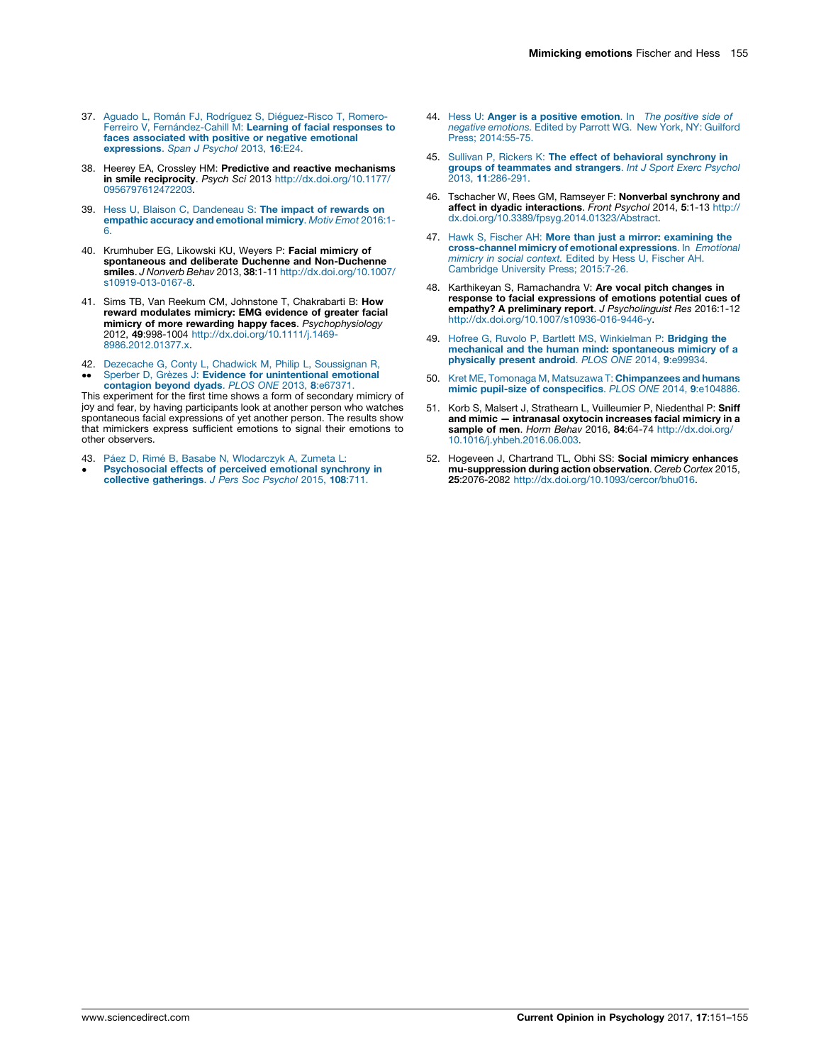37. Aguado L, Román FJ, Rodríguez S, Diéguez-Risco T, Romero-Ferreiro V, Fernández-Cahill M: **Learning of facial responses to faces associated with positive or negative emotional expressions**. *Span J Psychol* 2013, **16**:E24.

38. Heerey EA, Crossley HM: **Predictive and reactive mechanisms in smile reciprocity**. *Psych Sci* 2013 http://dx.doi.org/10.1177/0956797612472203.

39. Hess U, Blaison C, Dandeneau S: **The impact of rewards on empathic accuracy and emotional mimicry**. *Motiv Emot* 2016:1-6.

40. Krumhuber EG, Likowski KU, Weyers P: **Facial mimicry of spontaneous and deliberate Duchenne and Non-Duchenne smiles**. *J Nonverb Behav* 2013, **38**:1-11 http://dx.doi.org/10.1007/s10919-013-0167-8.

41. Sims TB, Van Reekum CM, Johnstone T, Chakrabarti B: **How reward modulates mimicry: EMG evidence of greater facial mimicry of more rewarding happy faces**. *Psychophysiology* 2012, **49**:998-1004 http://dx.doi.org/10.1111/j.1469-8986.2012.01377.x.

42. •• Dezecache G, Conty L, Chadwick M, Philip L, Soussignan R, Sperber D, Grèzes J: **Evidence for unintentional emotional contagion beyond dyads**. *PLOS ONE* 2013, **8**:e67371.
This experiment for the first time shows a form of secondary mimicry of joy and fear, by having participants look at another person who watches spontaneous facial expressions of yet another person. The results show that mimickers express sufficient emotions to signal their emotions to other observers.

43. • Páez D, Rimé B, Basabe N, Wlodarczyk A, Zumeta L: **Psychosocial effects of perceived emotional synchrony in collective gatherings**. *J Pers Soc Psychol* 2015, **108**:711.

44. Hess U: **Anger is a positive emotion**. In *The positive side of negative emotions*. Edited by Parrott WG. New York, NY: Guilford Press; 2014:55-75.

45. Sullivan P, Rickers K: **The effect of behavioral synchrony in groups of teammates and strangers**. *Int J Sport Exerc Psychol* 2013, **11**:286-291.

46. Tschacher W, Rees GM, Ramseyer F: **Nonverbal synchrony and affect in dyadic interactions**. *Front Psychol* 2014, **5**:1-13 http://dx.doi.org/10.3389/fpsyg.2014.01323/Abstract.

47. Hawk S, Fischer AH: **More than just a mirror: examining the cross-channel mimicry of emotional expressions**. In *Emotional mimicry in social context*. Edited by Hess U, Fischer AH. Cambridge University Press; 2015:7-26.

48. Karthikeyan S, Ramachandra V: **Are vocal pitch changes in response to facial expressions of emotions potential cues of empathy? A preliminary report**. *J Psycholinguist Res* 2016:1-12 http://dx.doi.org/10.1007/s10936-016-9446-y.

49. Hofree G, Ruvolo P, Bartlett MS, Winkielman P: **Bridging the mechanical and the human mind: spontaneous mimicry of a physically present android**. *PLOS ONE* 2014, **9**:e99934.

50. Kret ME, Tomonaga M, Matsuzawa T: **Chimpanzees and humans mimic pupil-size of conspecifics**. *PLOS ONE* 2014, **9**:e104886.

51. Korb S, Malsert J, Strathearn L, Vuilleumier P, Niedenthal P: **Sniff and mimic — intranasal oxytocin increases facial mimicry in a sample of men**. *Horm Behav* 2016, **84**:64-74 http://dx.doi.org/10.1016/j.yhbeh.2016.06.003.

52. Hogeveen J, Chartrand TL, Obhi SS: **Social mimicry enhances mu-suppression during action observation**. *Cereb Cortex* 2015, **25**:2076-2082 http://dx.doi.org/10.1093/cercor/bhu016.